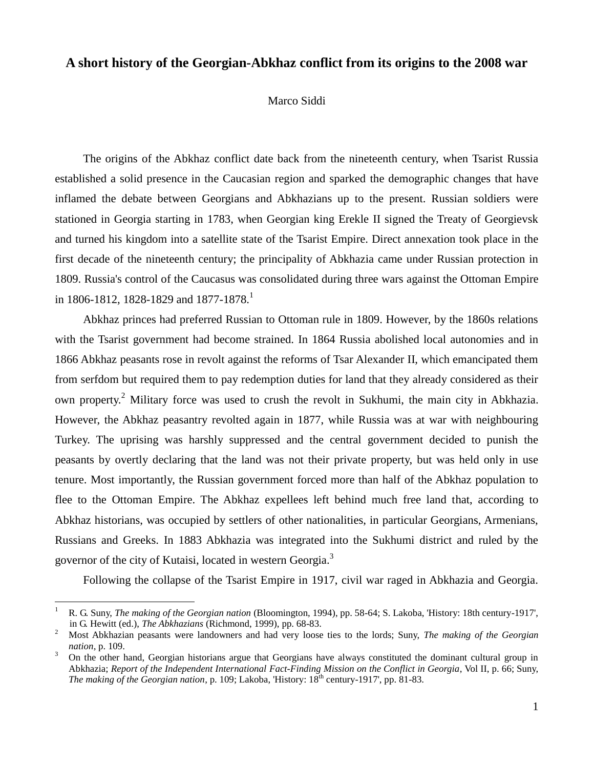# A short history of the Georgian-Abkhaz conflict from its origins to the 2008 war

Marco Siddi

The origins of the Abkhaz conflict date back from the nineteenth century, when Tsarist Russia established a solid presence in the Caucasian region and sparked the demographic changes that have inflamed the debate between Georgians and Abkhazians up to the present. Russian soldiers were stationed in Georgia starting in 1783, when Georgian king Erekle II signed the Treaty of Georgievsk and turned his kingdom into a satellite state of the Tsarist Empire. Direct annexation took place in the first decade of the nineteenth century; the principality of Abkhazia came under Russian protection in 1809. Russia's control of the Caucasus was consolidated during three wars against the Ottoman Empire in 1806-1812, 1828-1829 and 1877-1878.[1]

Abkhaz princes had preferred Russian to Ottoman rule in 1809. However, by the 1860s relations with the Tsarist government had become strained. In 1864 Russia abolished local autonomies and in 1866 Abkhaz peasants rose in revolt against the reforms of Tsar Alexander II, which emancipated them from serfdom but required them to pay redemption duties for land that they already considered as their own property.[2] Military force was used to crush the revolt in Sukhumi, the main city in Abkhazia. However, the Abkhaz peasantry revolted again in 1877, while Russia was at war with neighbouring Turkey. The uprising was harshly suppressed and the central government decided to punish the peasants by overtly declaring that the land was not their private property, but was held only in use tenure. Most importantly, the Russian government forced more than half of the Abkhaz population to flee to the Ottoman Empire. The Abkhaz expellees left behind much free land that, according to Abkhaz historians, was occupied by settlers of other nationalities, in particular Georgians, Armenians, Russians and Greeks. In 1883 Abkhazia was integrated into the Sukhumi district and ruled by the governor of the city of Kutaisi, located in western Georgia.[3]

Following the collapse of the Tsarist Empire in 1917, civil war raged in Abkhazia and Georgia.

---

[1] R. G. Suny, *The making of the Georgian nation* (Bloomington, 1994), pp. 58-64; S. Lakoba, 'History: 18th century-1917', in G. Hewitt (ed.), *The Abkhazians* (Richmond, 1999), pp. 68-83.

[2] Most Abkhazian peasants were landowners and had very loose ties to the lords; Suny, *The making of the Georgian nation*, p. 109.

[3] On the other hand, Georgian historians argue that Georgians have always constituted the dominant cultural group in Abkhazia; *Report of the Independent International Fact-Finding Mission on the Conflict in Georgia*, Vol II, p. 66; Suny, *The making of the Georgian nation*, p. 109; Lakoba, 'History: 18th century-1917', pp. 81-83.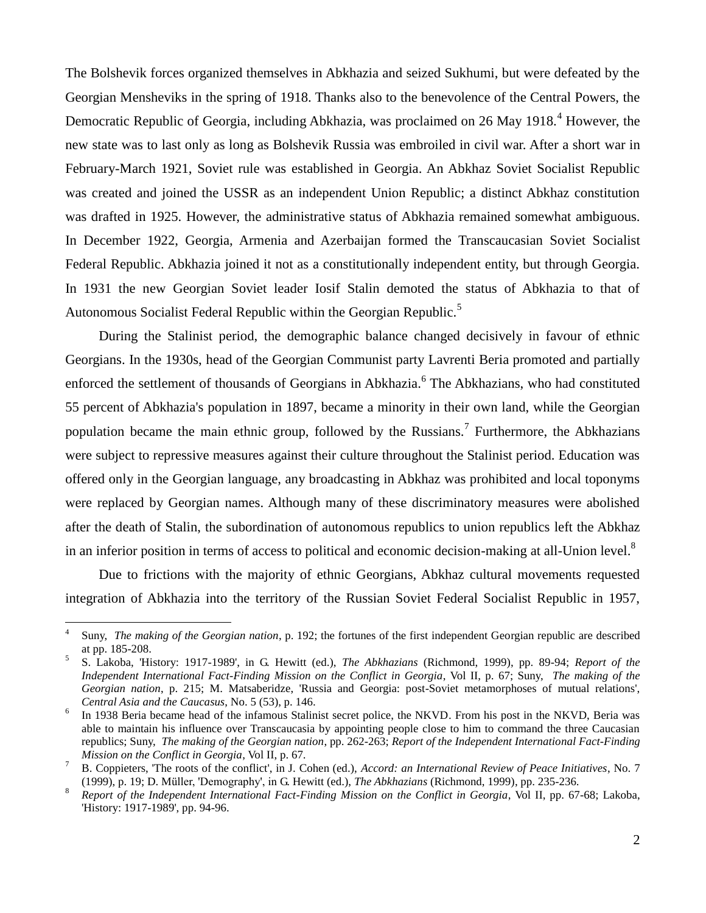The Bolshevik forces organized themselves in Abkhazia and seized Sukhumi, but were defeated by the Georgian Mensheviks in the spring of 1918. Thanks also to the benevolence of the Central Powers, the Democratic Republic of Georgia, including Abkhazia, was proclaimed on 26 May 1918.[4] However, the new state was to last only as long as Bolshevik Russia was embroiled in civil war. After a short war in February-March 1921, Soviet rule was established in Georgia. An Abkhaz Soviet Socialist Republic was created and joined the USSR as an independent Union Republic; a distinct Abkhaz constitution was drafted in 1925. However, the administrative status of Abkhazia remained somewhat ambiguous. In December 1922, Georgia, Armenia and Azerbaijan formed the Transcaucasian Soviet Socialist Federal Republic. Abkhazia joined it not as a constitutionally independent entity, but through Georgia. In 1931 the new Georgian Soviet leader Iosif Stalin demoted the status of Abkhazia to that of Autonomous Socialist Federal Republic within the Georgian Republic.[5]

During the Stalinist period, the demographic balance changed decisively in favour of ethnic Georgians. In the 1930s, head of the Georgian Communist party Lavrenti Beria promoted and partially enforced the settlement of thousands of Georgians in Abkhazia.[6] The Abkhazians, who had constituted 55 percent of Abkhazia's population in 1897, became a minority in their own land, while the Georgian population became the main ethnic group, followed by the Russians.[7] Furthermore, the Abkhazians were subject to repressive measures against their culture throughout the Stalinist period. Education was offered only in the Georgian language, any broadcasting in Abkhaz was prohibited and local toponyms were replaced by Georgian names. Although many of these discriminatory measures were abolished after the death of Stalin, the subordination of autonomous republics to union republics left the Abkhaz in an inferior position in terms of access to political and economic decision-making at all-Union level.[8]

Due to frictions with the majority of ethnic Georgians, Abkhaz cultural movements requested integration of Abkhazia into the territory of the Russian Soviet Federal Socialist Republic in 1957,

---

[4] Suny, *The making of the Georgian nation*, p. 192; the fortunes of the first independent Georgian republic are described at pp. 185-208.

[5] S. Lakoba, 'History: 1917-1989', in G. Hewitt (ed.), *The Abkhazians* (Richmond, 1999), pp. 89-94; *Report of the Independent International Fact-Finding Mission on the Conflict in Georgia*, Vol II, p. 67; Suny, *The making of the Georgian nation*, p. 215; M. Matsaberidze, 'Russia and Georgia: post-Soviet metamorphoses of mutual relations', *Central Asia and the Caucasus*, No. 5 (53), p. 146.

[6] In 1938 Beria became head of the infamous Stalinist secret police, the NKVD. From his post in the NKVD, Beria was able to maintain his influence over Transcaucasia by appointing people close to him to command the three Caucasian republics; Suny, *The making of the Georgian nation*, pp. 262-263; *Report of the Independent International Fact-Finding Mission on the Conflict in Georgia*, Vol II, p. 67.

[7] B. Coppieters, 'The roots of the conflict', in J. Cohen (ed.), *Accord: an International Review of Peace Initiatives*, No. 7 (1999), p. 19; D. Müller, 'Demography', in G. Hewitt (ed.), *The Abkhazians* (Richmond, 1999), pp. 235-236.

[8] *Report of the Independent International Fact-Finding Mission on the Conflict in Georgia*, Vol II, pp. 67-68; Lakoba, 'History: 1917-1989', pp. 94-96.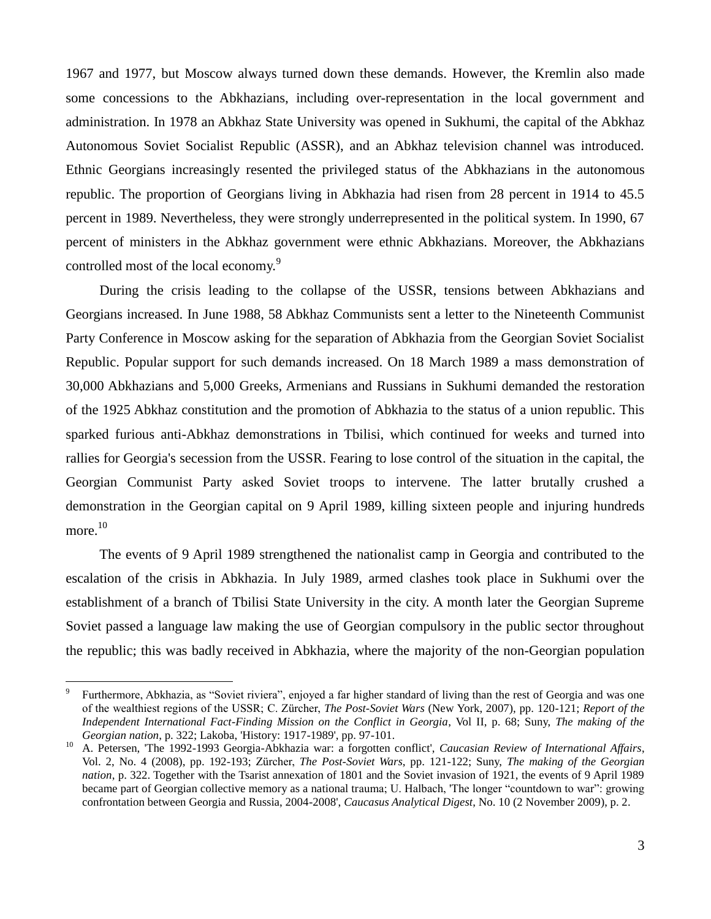1967 and 1977, but Moscow always turned down these demands. However, the Kremlin also made some concessions to the Abkhazians, including over-representation in the local government and administration. In 1978 an Abkhaz State University was opened in Sukhumi, the capital of the Abkhaz Autonomous Soviet Socialist Republic (ASSR), and an Abkhaz television channel was introduced. Ethnic Georgians increasingly resented the privileged status of the Abkhazians in the autonomous republic. The proportion of Georgians living in Abkhazia had risen from 28 percent in 1914 to 45.5 percent in 1989. Nevertheless, they were strongly underrepresented in the political system. In 1990, 67 percent of ministers in the Abkhaz government were ethnic Abkhazians. Moreover, the Abkhazians controlled most of the local economy.[9]

During the crisis leading to the collapse of the USSR, tensions between Abkhazians and Georgians increased. In June 1988, 58 Abkhaz Communists sent a letter to the Nineteenth Communist Party Conference in Moscow asking for the separation of Abkhazia from the Georgian Soviet Socialist Republic. Popular support for such demands increased. On 18 March 1989 a mass demonstration of 30,000 Abkhazians and 5,000 Greeks, Armenians and Russians in Sukhumi demanded the restoration of the 1925 Abkhaz constitution and the promotion of Abkhazia to the status of a union republic. This sparked furious anti-Abkhaz demonstrations in Tbilisi, which continued for weeks and turned into rallies for Georgia's secession from the USSR. Fearing to lose control of the situation in the capital, the Georgian Communist Party asked Soviet troops to intervene. The latter brutally crushed a demonstration in the Georgian capital on 9 April 1989, killing sixteen people and injuring hundreds more.[10]

The events of 9 April 1989 strengthened the nationalist camp in Georgia and contributed to the escalation of the crisis in Abkhazia. In July 1989, armed clashes took place in Sukhumi over the establishment of a branch of Tbilisi State University in the city. A month later the Georgian Supreme Soviet passed a language law making the use of Georgian compulsory in the public sector throughout the republic; this was badly received in Abkhazia, where the majority of the non-Georgian population

---

[9] Furthermore, Abkhazia, as "Soviet riviera", enjoyed a far higher standard of living than the rest of Georgia and was one of the wealthiest regions of the USSR; C. Zürcher, *The Post-Soviet Wars* (New York, 2007), pp. 120-121; *Report of the Independent International Fact-Finding Mission on the Conflict in Georgia*, Vol II, p. 68; Suny, *The making of the Georgian nation*, p. 322; Lakoba, 'History: 1917-1989', pp. 97-101.

[10] A. Petersen, 'The 1992-1993 Georgia-Abkhazia war: a forgotten conflict', *Caucasian Review of International Affairs*, Vol. 2, No. 4 (2008), pp. 192-193; Zürcher, *The Post-Soviet Wars*, pp. 121-122; Suny, *The making of the Georgian nation*, p. 322. Together with the Tsarist annexation of 1801 and the Soviet invasion of 1921, the events of 9 April 1989 became part of Georgian collective memory as a national trauma; U. Halbach, 'The longer "countdown to war": growing confrontation between Georgia and Russia, 2004-2008', *Caucasus Analytical Digest*, No. 10 (2 November 2009), p. 2.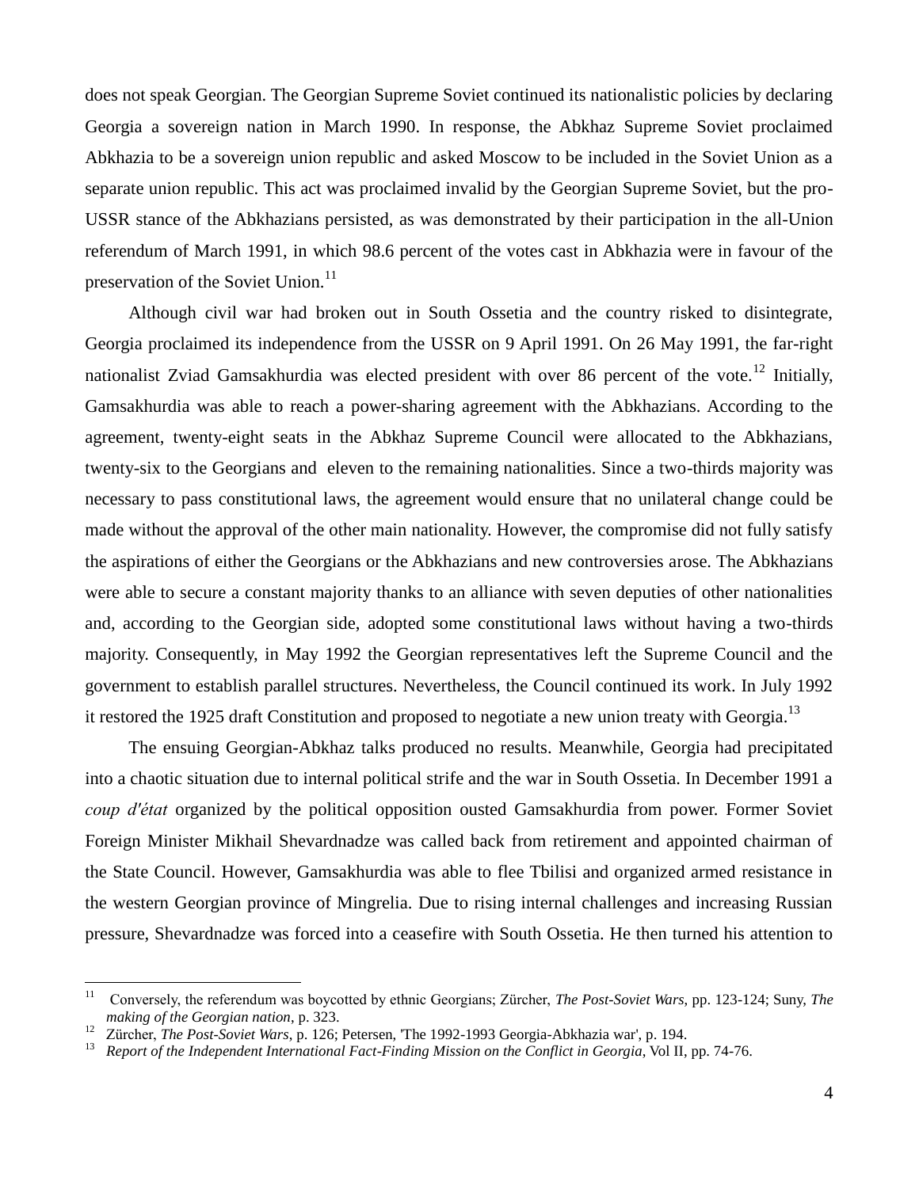does not speak Georgian. The Georgian Supreme Soviet continued its nationalistic policies by declaring Georgia a sovereign nation in March 1990. In response, the Abkhaz Supreme Soviet proclaimed Abkhazia to be a sovereign union republic and asked Moscow to be included in the Soviet Union as a separate union republic. This act was proclaimed invalid by the Georgian Supreme Soviet, but the pro-USSR stance of the Abkhazians persisted, as was demonstrated by their participation in the all-Union referendum of March 1991, in which 98.6 percent of the votes cast in Abkhazia were in favour of the preservation of the Soviet Union.[11]

Although civil war had broken out in South Ossetia and the country risked to disintegrate, Georgia proclaimed its independence from the USSR on 9 April 1991. On 26 May 1991, the far-right nationalist Zviad Gamsakhurdia was elected president with over 86 percent of the vote.[12] Initially, Gamsakhurdia was able to reach a power-sharing agreement with the Abkhazians. According to the agreement, twenty-eight seats in the Abkhaz Supreme Council were allocated to the Abkhazians, twenty-six to the Georgians and eleven to the remaining nationalities. Since a two-thirds majority was necessary to pass constitutional laws, the agreement would ensure that no unilateral change could be made without the approval of the other main nationality. However, the compromise did not fully satisfy the aspirations of either the Georgians or the Abkhazians and new controversies arose. The Abkhazians were able to secure a constant majority thanks to an alliance with seven deputies of other nationalities and, according to the Georgian side, adopted some constitutional laws without having a two-thirds majority. Consequently, in May 1992 the Georgian representatives left the Supreme Council and the government to establish parallel structures. Nevertheless, the Council continued its work. In July 1992 it restored the 1925 draft Constitution and proposed to negotiate a new union treaty with Georgia.[13]

The ensuing Georgian-Abkhaz talks produced no results. Meanwhile, Georgia had precipitated into a chaotic situation due to internal political strife and the war in South Ossetia. In December 1991 a *coup d'état* organized by the political opposition ousted Gamsakhurdia from power. Former Soviet Foreign Minister Mikhail Shevardnadze was called back from retirement and appointed chairman of the State Council. However, Gamsakhurdia was able to flee Tbilisi and organized armed resistance in the western Georgian province of Mingrelia. Due to rising internal challenges and increasing Russian pressure, Shevardnadze was forced into a ceasefire with South Ossetia. He then turned his attention to

---

[11] Conversely, the referendum was boycotted by ethnic Georgians; Zürcher, *The Post-Soviet Wars*, pp. 123-124; Suny, *The making of the Georgian nation*, p. 323.

[12] Zürcher, *The Post-Soviet Wars*, p. 126; Petersen, 'The 1992-1993 Georgia-Abkhazia war', p. 194.

[13] *Report of the Independent International Fact-Finding Mission on the Conflict in Georgia*, Vol II, pp. 74-76.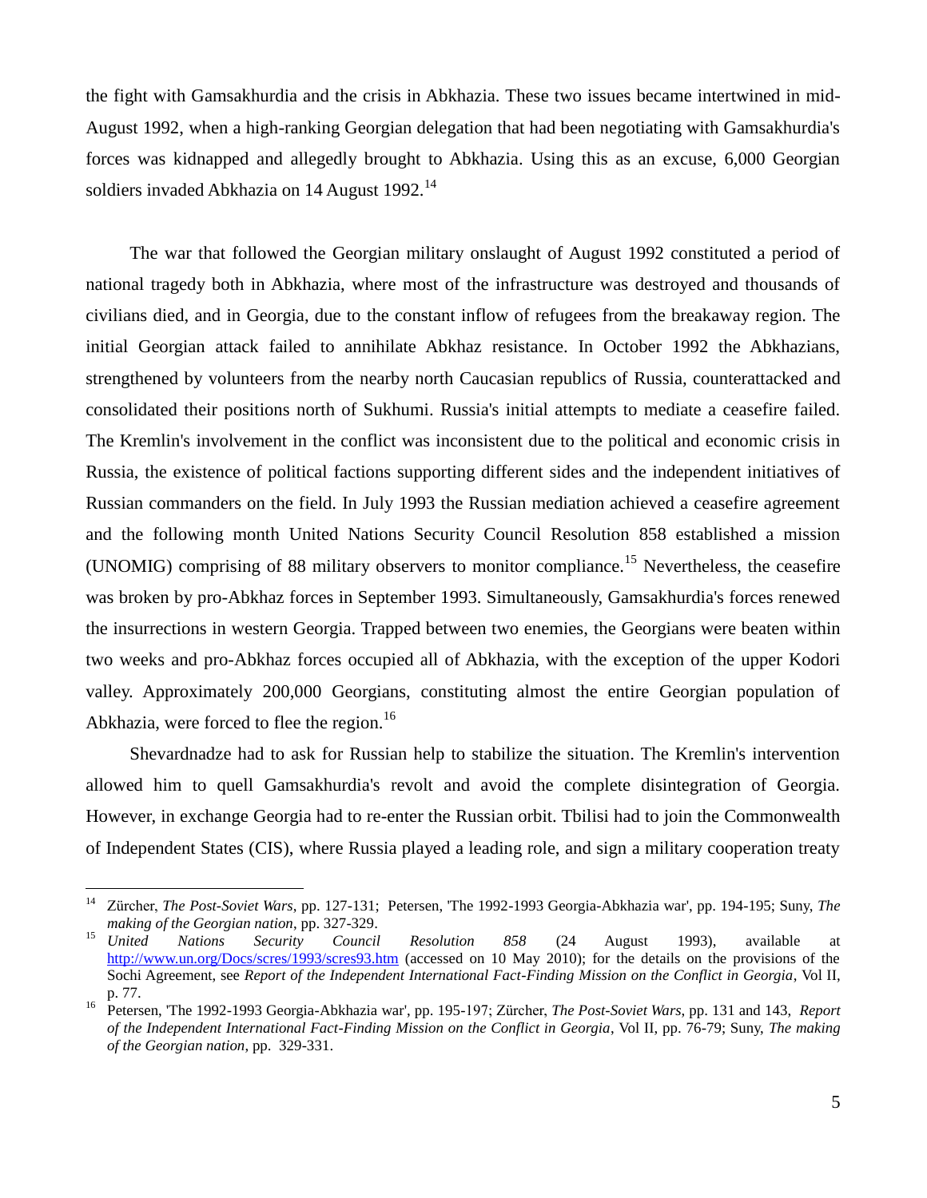the fight with Gamsakhurdia and the crisis in Abkhazia. These two issues became intertwined in mid-August 1992, when a high-ranking Georgian delegation that had been negotiating with Gamsakhurdia's forces was kidnapped and allegedly brought to Abkhazia. Using this as an excuse, 6,000 Georgian soldiers invaded Abkhazia on 14 August 1992.[14]

The war that followed the Georgian military onslaught of August 1992 constituted a period of national tragedy both in Abkhazia, where most of the infrastructure was destroyed and thousands of civilians died, and in Georgia, due to the constant inflow of refugees from the breakaway region. The initial Georgian attack failed to annihilate Abkhaz resistance. In October 1992 the Abkhazians, strengthened by volunteers from the nearby north Caucasian republics of Russia, counterattacked and consolidated their positions north of Sukhumi. Russia's initial attempts to mediate a ceasefire failed. The Kremlin's involvement in the conflict was inconsistent due to the political and economic crisis in Russia, the existence of political factions supporting different sides and the independent initiatives of Russian commanders on the field. In July 1993 the Russian mediation achieved a ceasefire agreement and the following month United Nations Security Council Resolution 858 established a mission (UNOMIG) comprising of 88 military observers to monitor compliance.[15] Nevertheless, the ceasefire was broken by pro-Abkhaz forces in September 1993. Simultaneously, Gamsakhurdia's forces renewed the insurrections in western Georgia. Trapped between two enemies, the Georgians were beaten within two weeks and pro-Abkhaz forces occupied all of Abkhazia, with the exception of the upper Kodori valley. Approximately 200,000 Georgians, constituting almost the entire Georgian population of Abkhazia, were forced to flee the region.[16]

Shevardnadze had to ask for Russian help to stabilize the situation. The Kremlin's intervention allowed him to quell Gamsakhurdia's revolt and avoid the complete disintegration of Georgia. However, in exchange Georgia had to re-enter the Russian orbit. Tbilisi had to join the Commonwealth of Independent States (CIS), where Russia played a leading role, and sign a military cooperation treaty

---

[14] Zürcher, *The Post-Soviet Wars*, pp. 127-131; Petersen, 'The 1992-1993 Georgia-Abkhazia war', pp. 194-195; Suny, *The making of the Georgian nation*, pp. 327-329.

[15] *United Nations Security Council Resolution 858* (24 August 1993), available at http://www.un.org/Docs/scres/1993/scres93.htm (accessed on 10 May 2010); for the details on the provisions of the Sochi Agreement, see *Report of the Independent International Fact-Finding Mission on the Conflict in Georgia*, Vol II, p. 77.

[16] Petersen, 'The 1992-1993 Georgia-Abkhazia war', pp. 195-197; Zürcher, *The Post-Soviet Wars*, pp. 131 and 143, *Report of the Independent International Fact-Finding Mission on the Conflict in Georgia*, Vol II, pp. 76-79; Suny, *The making of the Georgian nation*, pp. 329-331.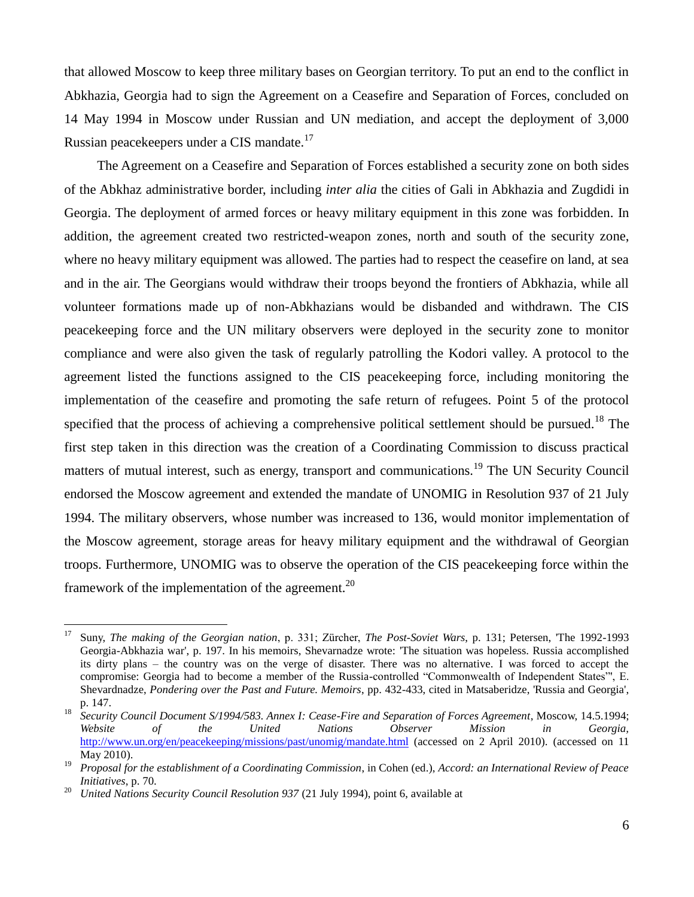that allowed Moscow to keep three military bases on Georgian territory. To put an end to the conflict in Abkhazia, Georgia had to sign the Agreement on a Ceasefire and Separation of Forces, concluded on 14 May 1994 in Moscow under Russian and UN mediation, and accept the deployment of 3,000 Russian peacekeepers under a CIS mandate.[17]

The Agreement on a Ceasefire and Separation of Forces established a security zone on both sides of the Abkhaz administrative border, including *inter alia* the cities of Gali in Abkhazia and Zugdidi in Georgia. The deployment of armed forces or heavy military equipment in this zone was forbidden. In addition, the agreement created two restricted-weapon zones, north and south of the security zone, where no heavy military equipment was allowed. The parties had to respect the ceasefire on land, at sea and in the air. The Georgians would withdraw their troops beyond the frontiers of Abkhazia, while all volunteer formations made up of non-Abkhazians would be disbanded and withdrawn. The CIS peacekeeping force and the UN military observers were deployed in the security zone to monitor compliance and were also given the task of regularly patrolling the Kodori valley. A protocol to the agreement listed the functions assigned to the CIS peacekeeping force, including monitoring the implementation of the ceasefire and promoting the safe return of refugees. Point 5 of the protocol specified that the process of achieving a comprehensive political settlement should be pursued.[18] The first step taken in this direction was the creation of a Coordinating Commission to discuss practical matters of mutual interest, such as energy, transport and communications.[19] The UN Security Council endorsed the Moscow agreement and extended the mandate of UNOMIG in Resolution 937 of 21 July 1994. The military observers, whose number was increased to 136, would monitor implementation of the Moscow agreement, storage areas for heavy military equipment and the withdrawal of Georgian troops. Furthermore, UNOMIG was to observe the operation of the CIS peacekeeping force within the framework of the implementation of the agreement.[20]

---

[17] Suny, *The making of the Georgian nation*, p. 331; Zürcher, *The Post-Soviet Wars*, p. 131; Petersen, 'The 1992-1993 Georgia-Abkhazia war', p. 197. In his memoirs, Shevarnadze wrote: 'The situation was hopeless. Russia accomplished its dirty plans – the country was on the verge of disaster. There was no alternative. I was forced to accept the compromise: Georgia had to become a member of the Russia-controlled "Commonwealth of Independent States"', E. Shevardnadze, *Pondering over the Past and Future. Memoirs*, pp. 432-433, cited in Matsaberidze, 'Russia and Georgia', p. 147.

[18] *Security Council Document S/1994/583. Annex I: Cease-Fire and Separation of Forces Agreement*, Moscow, 14.5.1994; *Website of the United Nations Observer Mission in Georgia*, http://www.un.org/en/peacekeeping/missions/past/unomig/mandate.html (accessed on 2 April 2010). (accessed on 11 May 2010).

[19] *Proposal for the establishment of a Coordinating Commission*, in Cohen (ed.), *Accord: an International Review of Peace Initiatives*, p. 70.

[20] *United Nations Security Council Resolution 937* (21 July 1994), point 6, available at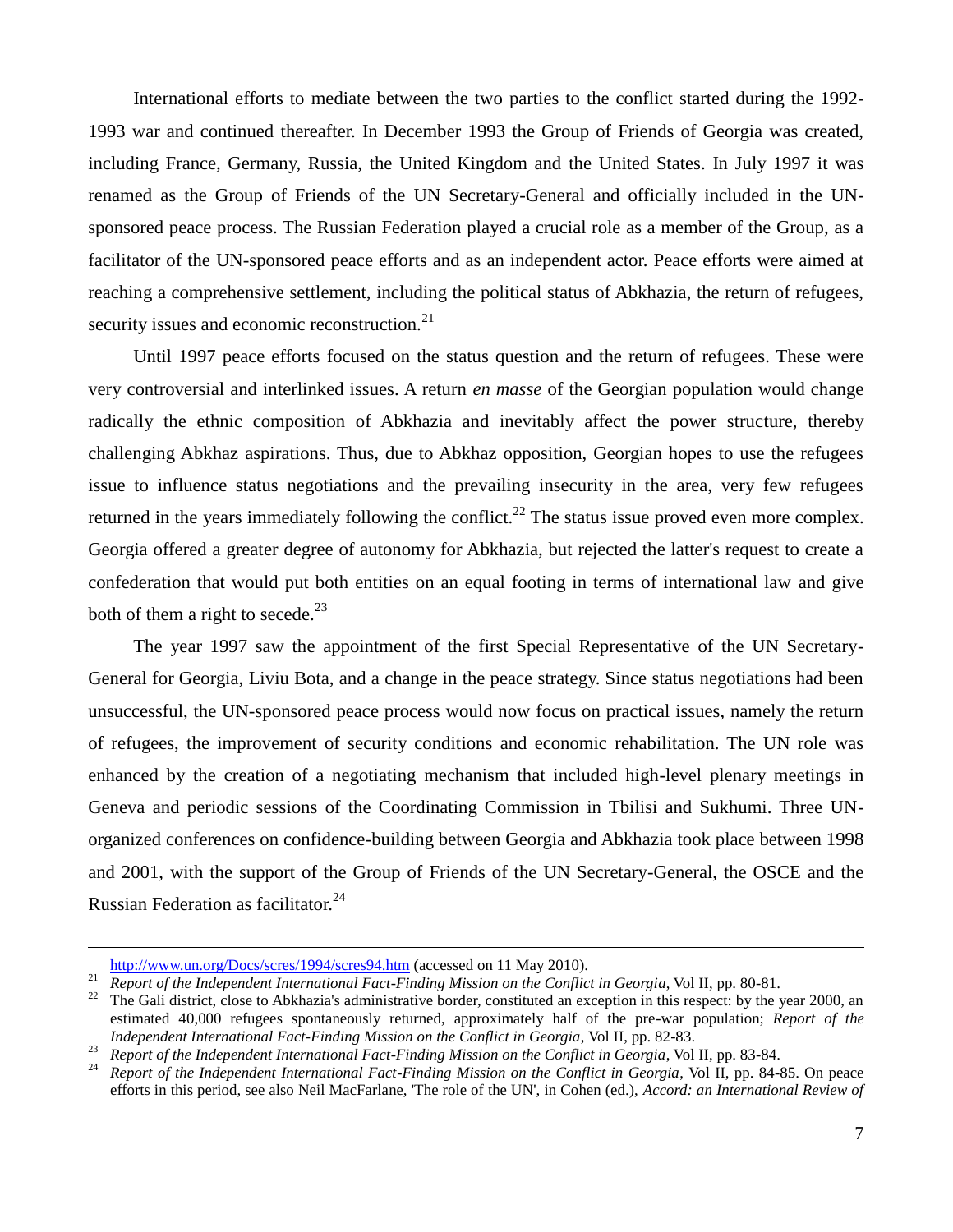International efforts to mediate between the two parties to the conflict started during the 1992-1993 war and continued thereafter. In December 1993 the Group of Friends of Georgia was created, including France, Germany, Russia, the United Kingdom and the United States. In July 1997 it was renamed as the Group of Friends of the UN Secretary-General and officially included in the UN-sponsored peace process. The Russian Federation played a crucial role as a member of the Group, as a facilitator of the UN-sponsored peace efforts and as an independent actor. Peace efforts were aimed at reaching a comprehensive settlement, including the political status of Abkhazia, the return of refugees, security issues and economic reconstruction.[21]

Until 1997 peace efforts focused on the status question and the return of refugees. These were very controversial and interlinked issues. A return *en masse* of the Georgian population would change radically the ethnic composition of Abkhazia and inevitably affect the power structure, thereby challenging Abkhaz aspirations. Thus, due to Abkhaz opposition, Georgian hopes to use the refugees issue to influence status negotiations and the prevailing insecurity in the area, very few refugees returned in the years immediately following the conflict.[22] The status issue proved even more complex. Georgia offered a greater degree of autonomy for Abkhazia, but rejected the latter's request to create a confederation that would put both entities on an equal footing in terms of international law and give both of them a right to secede.[23]

The year 1997 saw the appointment of the first Special Representative of the UN Secretary-General for Georgia, Liviu Bota, and a change in the peace strategy. Since status negotiations had been unsuccessful, the UN-sponsored peace process would now focus on practical issues, namely the return of refugees, the improvement of security conditions and economic rehabilitation. The UN role was enhanced by the creation of a negotiating mechanism that included high-level plenary meetings in Geneva and periodic sessions of the Coordinating Commission in Tbilisi and Sukhumi. Three UN-organized conferences on confidence-building between Georgia and Abkhazia took place between 1998 and 2001, with the support of the Group of Friends of the UN Secretary-General, the OSCE and the Russian Federation as facilitator.[24]

---

http://www.un.org/Docs/scres/1994/scres94.htm (accessed on 11 May 2010).

[21] *Report of the Independent International Fact-Finding Mission on the Conflict in Georgia*, Vol II, pp. 80-81.

[22] The Gali district, close to Abkhazia's administrative border, constituted an exception in this respect: by the year 2000, an estimated 40,000 refugees spontaneously returned, approximately half of the pre-war population; *Report of the Independent International Fact-Finding Mission on the Conflict in Georgia*, Vol II, pp. 82-83.

[23] *Report of the Independent International Fact-Finding Mission on the Conflict in Georgia*, Vol II, pp. 83-84.

[24] *Report of the Independent International Fact-Finding Mission on the Conflict in Georgia*, Vol II, pp. 84-85. On peace efforts in this period, see also Neil MacFarlane, 'The role of the UN', in Cohen (ed.), *Accord: an International Review of*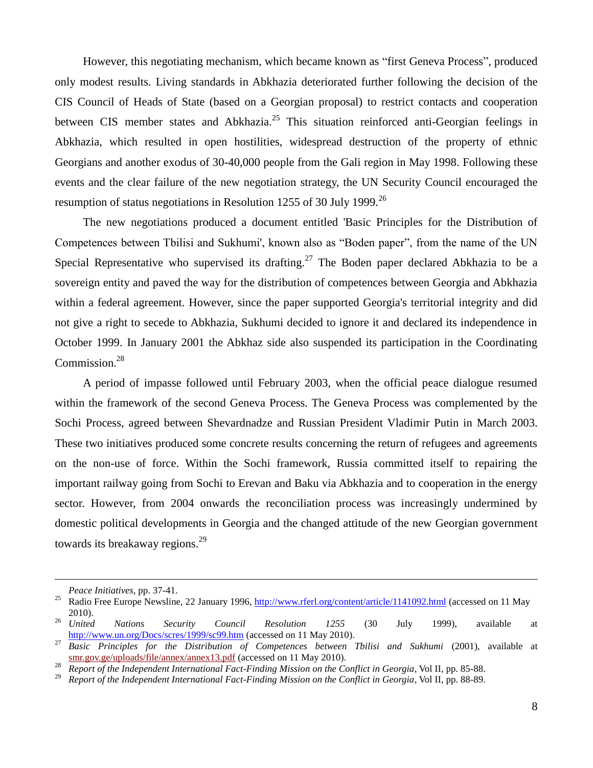However, this negotiating mechanism, which became known as “first Geneva Process”, produced only modest results. Living standards in Abkhazia deteriorated further following the decision of the CIS Council of Heads of State (based on a Georgian proposal) to restrict contacts and cooperation between CIS member states and Abkhazia.[25] This situation reinforced anti-Georgian feelings in Abkhazia, which resulted in open hostilities, widespread destruction of the property of ethnic Georgians and another exodus of 30-40,000 people from the Gali region in May 1998. Following these events and the clear failure of the new negotiation strategy, the UN Security Council encouraged the resumption of status negotiations in Resolution 1255 of 30 July 1999.[26]

The new negotiations produced a document entitled 'Basic Principles for the Distribution of Competences between Tbilisi and Sukhumi', known also as “Boden paper”, from the name of the UN Special Representative who supervised its drafting.[27] The Boden paper declared Abkhazia to be a sovereign entity and paved the way for the distribution of competences between Georgia and Abkhazia within a federal agreement. However, since the paper supported Georgia's territorial integrity and did not give a right to secede to Abkhazia, Sukhumi decided to ignore it and declared its independence in October 1999. In January 2001 the Abkhaz side also suspended its participation in the Coordinating Commission.[28]

A period of impasse followed until February 2003, when the official peace dialogue resumed within the framework of the second Geneva Process. The Geneva Process was complemented by the Sochi Process, agreed between Shevardnadze and Russian President Vladimir Putin in March 2003. These two initiatives produced some concrete results concerning the return of refugees and agreements on the non-use of force. Within the Sochi framework, Russia committed itself to repairing the important railway going from Sochi to Erevan and Baku via Abkhazia and to cooperation in the energy sector. However, from 2004 onwards the reconciliation process was increasingly undermined by domestic political developments in Georgia and the changed attitude of the new Georgian government towards its breakaway regions.[29]

---

*Peace Initiatives*, pp. 37-41.

[25] Radio Free Europe Newsline, 22 January 1996, http://www.rferl.org/content/article/1141092.html (accessed on 11 May 2010).

[26] *United Nations Security Council Resolution 1255* (30 July 1999), available at http://www.un.org/Docs/scres/1999/sc99.htm (accessed on 11 May 2010).

[27] *Basic Principles for the Distribution of Competences between Tbilisi and Sukhumi* (2001), available at smr.gov.ge/uploads/file/annex/annex13.pdf (accessed on 11 May 2010).

[28] *Report of the Independent International Fact-Finding Mission on the Conflict in Georgia*, Vol II, pp. 85-88.

[29] *Report of the Independent International Fact-Finding Mission on the Conflict in Georgia*, Vol II, pp. 88-89.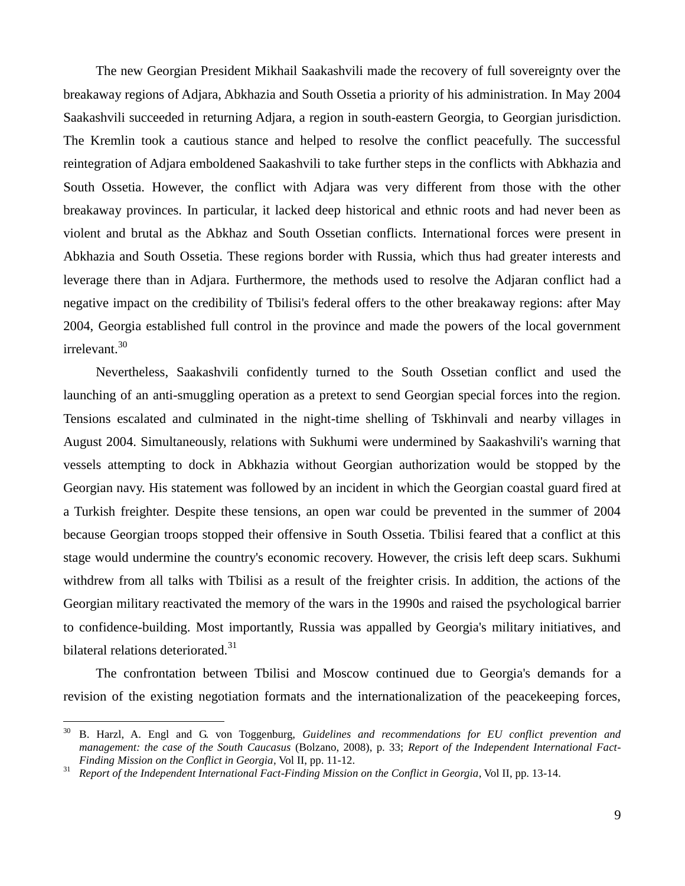The new Georgian President Mikhail Saakashvili made the recovery of full sovereignty over the breakaway regions of Adjara, Abkhazia and South Ossetia a priority of his administration. In May 2004 Saakashvili succeeded in returning Adjara, a region in south-eastern Georgia, to Georgian jurisdiction. The Kremlin took a cautious stance and helped to resolve the conflict peacefully. The successful reintegration of Adjara emboldened Saakashvili to take further steps in the conflicts with Abkhazia and South Ossetia. However, the conflict with Adjara was very different from those with the other breakaway provinces. In particular, it lacked deep historical and ethnic roots and had never been as violent and brutal as the Abkhaz and South Ossetian conflicts. International forces were present in Abkhazia and South Ossetia. These regions border with Russia, which thus had greater interests and leverage there than in Adjara. Furthermore, the methods used to resolve the Adjaran conflict had a negative impact on the credibility of Tbilisi's federal offers to the other breakaway regions: after May 2004, Georgia established full control in the province and made the powers of the local government irrelevant.[30]

Nevertheless, Saakashvili confidently turned to the South Ossetian conflict and used the launching of an anti-smuggling operation as a pretext to send Georgian special forces into the region. Tensions escalated and culminated in the night-time shelling of Tskhinvali and nearby villages in August 2004. Simultaneously, relations with Sukhumi were undermined by Saakashvili's warning that vessels attempting to dock in Abkhazia without Georgian authorization would be stopped by the Georgian navy. His statement was followed by an incident in which the Georgian coastal guard fired at a Turkish freighter. Despite these tensions, an open war could be prevented in the summer of 2004 because Georgian troops stopped their offensive in South Ossetia. Tbilisi feared that a conflict at this stage would undermine the country's economic recovery. However, the crisis left deep scars. Sukhumi withdrew from all talks with Tbilisi as a result of the freighter crisis. In addition, the actions of the Georgian military reactivated the memory of the wars in the 1990s and raised the psychological barrier to confidence-building. Most importantly, Russia was appalled by Georgia's military initiatives, and bilateral relations deteriorated.[31]

The confrontation between Tbilisi and Moscow continued due to Georgia's demands for a revision of the existing negotiation formats and the internationalization of the peacekeeping forces,

---

[30] B. Harzl, A. Engl and G. von Toggenburg, *Guidelines and recommendations for EU conflict prevention and management: the case of the South Caucasus* (Bolzano, 2008), p. 33; *Report of the Independent International Fact-Finding Mission on the Conflict in Georgia*, Vol II, pp. 11-12.

[31] *Report of the Independent International Fact-Finding Mission on the Conflict in Georgia*, Vol II, pp. 13-14.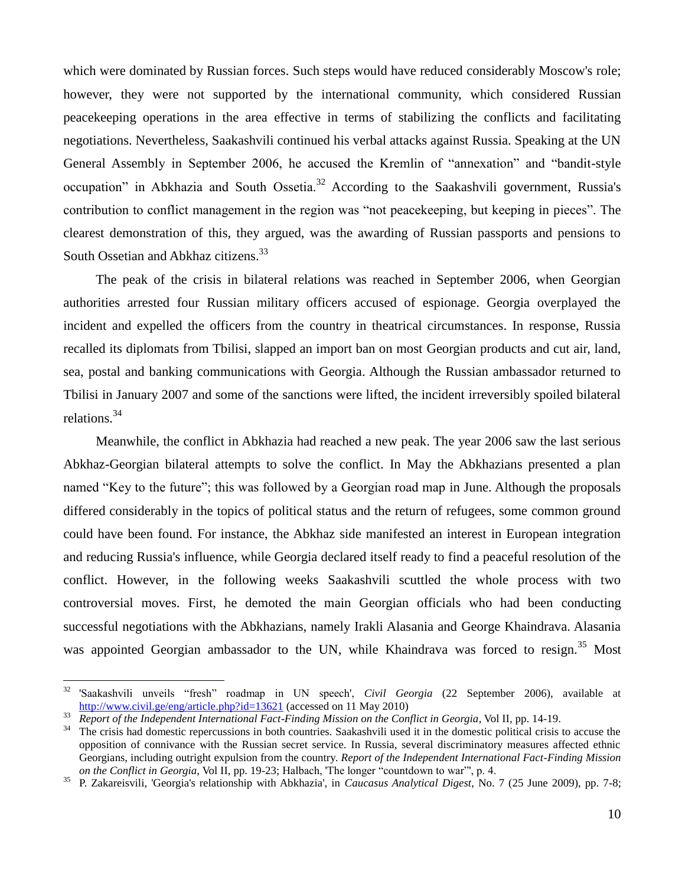which were dominated by Russian forces. Such steps would have reduced considerably Moscow's role; however, they were not supported by the international community, which considered Russian peacekeeping operations in the area effective in terms of stabilizing the conflicts and facilitating negotiations. Nevertheless, Saakashvili continued his verbal attacks against Russia. Speaking at the UN General Assembly in September 2006, he accused the Kremlin of "annexation" and "bandit-style occupation" in Abkhazia and South Ossetia.[32] According to the Saakashvili government, Russia's contribution to conflict management in the region was "not peacekeeping, but keeping in pieces". The clearest demonstration of this, they argued, was the awarding of Russian passports and pensions to South Ossetian and Abkhaz citizens.[33]

The peak of the crisis in bilateral relations was reached in September 2006, when Georgian authorities arrested four Russian military officers accused of espionage. Georgia overplayed the incident and expelled the officers from the country in theatrical circumstances. In response, Russia recalled its diplomats from Tbilisi, slapped an import ban on most Georgian products and cut air, land, sea, postal and banking communications with Georgia. Although the Russian ambassador returned to Tbilisi in January 2007 and some of the sanctions were lifted, the incident irreversibly spoiled bilateral relations.[34]

Meanwhile, the conflict in Abkhazia had reached a new peak. The year 2006 saw the last serious Abkhaz-Georgian bilateral attempts to solve the conflict. In May the Abkhazians presented a plan named "Key to the future"; this was followed by a Georgian road map in June. Although the proposals differed considerably in the topics of political status and the return of refugees, some common ground could have been found. For instance, the Abkhaz side manifested an interest in European integration and reducing Russia's influence, while Georgia declared itself ready to find a peaceful resolution of the conflict. However, in the following weeks Saakashvili scuttled the whole process with two controversial moves. First, he demoted the main Georgian officials who had been conducting successful negotiations with the Abkhazians, namely Irakli Alasania and George Khaindrava. Alasania was appointed Georgian ambassador to the UN, while Khaindrava was forced to resign.[35] Most

---

[32] 'Saakashvili unveils "fresh" roadmap in UN speech', *Civil Georgia* (22 September 2006), available at http://www.civil.ge/eng/article.php?id=13621 (accessed on 11 May 2010)

[33] *Report of the Independent International Fact-Finding Mission on the Conflict in Georgia*, Vol II, pp. 14-19.

[34] The crisis had domestic repercussions in both countries. Saakashvili used it in the domestic political crisis to accuse the opposition of connivance with the Russian secret service. In Russia, several discriminatory measures affected ethnic Georgians, including outright expulsion from the country. *Report of the Independent International Fact-Finding Mission on the Conflict in Georgia*, Vol II, pp. 19-23; Halbach, 'The longer "countdown to war"', p. 4.

[35] P. Zakareisvili, 'Georgia's relationship with Abkhazia', in *Caucasus Analytical Digest*, No. 7 (25 June 2009), pp. 7-8;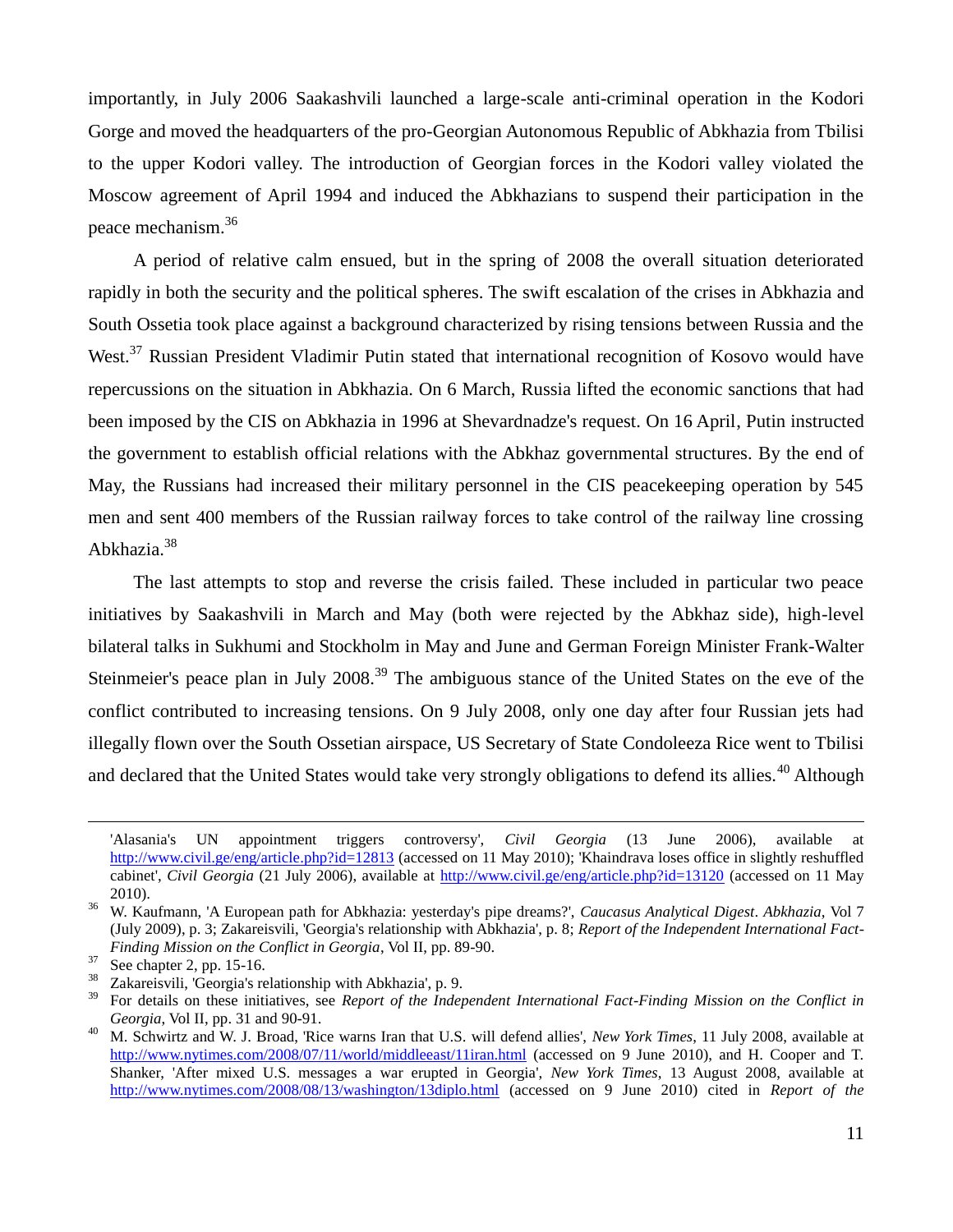importantly, in July 2006 Saakashvili launched a large-scale anti-criminal operation in the Kodori Gorge and moved the headquarters of the pro-Georgian Autonomous Republic of Abkhazia from Tbilisi to the upper Kodori valley. The introduction of Georgian forces in the Kodori valley violated the Moscow agreement of April 1994 and induced the Abkhazians to suspend their participation in the peace mechanism.[36]

A period of relative calm ensued, but in the spring of 2008 the overall situation deteriorated rapidly in both the security and the political spheres. The swift escalation of the crises in Abkhazia and South Ossetia took place against a background characterized by rising tensions between Russia and the West.[37] Russian President Vladimir Putin stated that international recognition of Kosovo would have repercussions on the situation in Abkhazia. On 6 March, Russia lifted the economic sanctions that had been imposed by the CIS on Abkhazia in 1996 at Shevardnadze's request. On 16 April, Putin instructed the government to establish official relations with the Abkhaz governmental structures. By the end of May, the Russians had increased their military personnel in the CIS peacekeeping operation by 545 men and sent 400 members of the Russian railway forces to take control of the railway line crossing Abkhazia.[38]

The last attempts to stop and reverse the crisis failed. These included in particular two peace initiatives by Saakashvili in March and May (both were rejected by the Abkhaz side), high-level bilateral talks in Sukhumi and Stockholm in May and June and German Foreign Minister Frank-Walter Steinmeier's peace plan in July 2008.[39] The ambiguous stance of the United States on the eve of the conflict contributed to increasing tensions. On 9 July 2008, only one day after four Russian jets had illegally flown over the South Ossetian airspace, US Secretary of State Condoleeza Rice went to Tbilisi and declared that the United States would take very strongly obligations to defend its allies.[40] Although

---

'Alasania's UN appointment triggers controversy', *Civil Georgia* (13 June 2006), available at http://www.civil.ge/eng/article.php?id=12813 (accessed on 11 May 2010); 'Khaindrava loses office in slightly reshuffled cabinet', *Civil Georgia* (21 July 2006), available at http://www.civil.ge/eng/article.php?id=13120 (accessed on 11 May 2010).

[36] W. Kaufmann, 'A European path for Abkhazia: yesterday's pipe dreams?', *Caucasus Analytical Digest*. *Abkhazia*, Vol 7 (July 2009), p. 3; Zakareisvili, 'Georgia's relationship with Abkhazia', p. 8; *Report of the Independent International Fact-Finding Mission on the Conflict in Georgia*, Vol II, pp. 89-90.

[37] See chapter 2, pp. 15-16.

[38] Zakareisvili, 'Georgia's relationship with Abkhazia', p. 9.

[39] For details on these initiatives, see *Report of the Independent International Fact-Finding Mission on the Conflict in Georgia*, Vol II, pp. 31 and 90-91.

[40] M. Schwirtz and W. J. Broad, 'Rice warns Iran that U.S. will defend allies', *New York Times*, 11 July 2008, available at http://www.nytimes.com/2008/07/11/world/middleeast/11iran.html (accessed on 9 June 2010), and H. Cooper and T. Shanker, 'After mixed U.S. messages a war erupted in Georgia', *New York Times*, 13 August 2008, available at http://www.nytimes.com/2008/08/13/washington/13diplo.html (accessed on 9 June 2010) cited in *Report of the*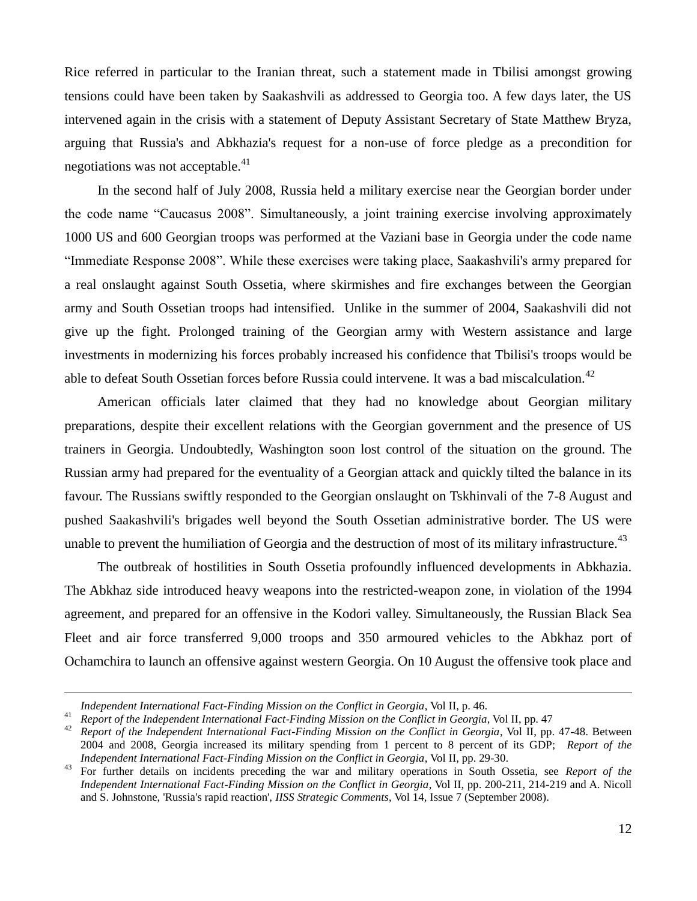Rice referred in particular to the Iranian threat, such a statement made in Tbilisi amongst growing tensions could have been taken by Saakashvili as addressed to Georgia too. A few days later, the US intervened again in the crisis with a statement of Deputy Assistant Secretary of State Matthew Bryza, arguing that Russia's and Abkhazia's request for a non-use of force pledge as a precondition for negotiations was not acceptable.[41]

In the second half of July 2008, Russia held a military exercise near the Georgian border under the code name "Caucasus 2008". Simultaneously, a joint training exercise involving approximately 1000 US and 600 Georgian troops was performed at the Vaziani base in Georgia under the code name "Immediate Response 2008". While these exercises were taking place, Saakashvili's army prepared for a real onslaught against South Ossetia, where skirmishes and fire exchanges between the Georgian army and South Ossetian troops had intensified. Unlike in the summer of 2004, Saakashvili did not give up the fight. Prolonged training of the Georgian army with Western assistance and large investments in modernizing his forces probably increased his confidence that Tbilisi's troops would be able to defeat South Ossetian forces before Russia could intervene. It was a bad miscalculation.[42]

American officials later claimed that they had no knowledge about Georgian military preparations, despite their excellent relations with the Georgian government and the presence of US trainers in Georgia. Undoubtedly, Washington soon lost control of the situation on the ground. The Russian army had prepared for the eventuality of a Georgian attack and quickly tilted the balance in its favour. The Russians swiftly responded to the Georgian onslaught on Tskhinvali of the 7-8 August and pushed Saakashvili's brigades well beyond the South Ossetian administrative border. The US were unable to prevent the humiliation of Georgia and the destruction of most of its military infrastructure.[43]

The outbreak of hostilities in South Ossetia profoundly influenced developments in Abkhazia. The Abkhaz side introduced heavy weapons into the restricted-weapon zone, in violation of the 1994 agreement, and prepared for an offensive in the Kodori valley. Simultaneously, the Russian Black Sea Fleet and air force transferred 9,000 troops and 350 armoured vehicles to the Abkhaz port of Ochamchira to launch an offensive against western Georgia. On 10 August the offensive took place and

---

*Independent International Fact-Finding Mission on the Conflict in Georgia*, Vol II, p. 46.

[41] *Report of the Independent International Fact-Finding Mission on the Conflict in Georgia*, Vol II, pp. 47

[42] *Report of the Independent International Fact-Finding Mission on the Conflict in Georgia*, Vol II, pp. 47-48. Between 2004 and 2008, Georgia increased its military spending from 1 percent to 8 percent of its GDP; *Report of the Independent International Fact-Finding Mission on the Conflict in Georgia*, Vol II, pp. 29-30.

[43] For further details on incidents preceding the war and military operations in South Ossetia, see *Report of the Independent International Fact-Finding Mission on the Conflict in Georgia*, Vol II, pp. 200-211, 214-219 and A. Nicoll and S. Johnstone, 'Russia's rapid reaction', *IISS Strategic Comments*, Vol 14, Issue 7 (September 2008).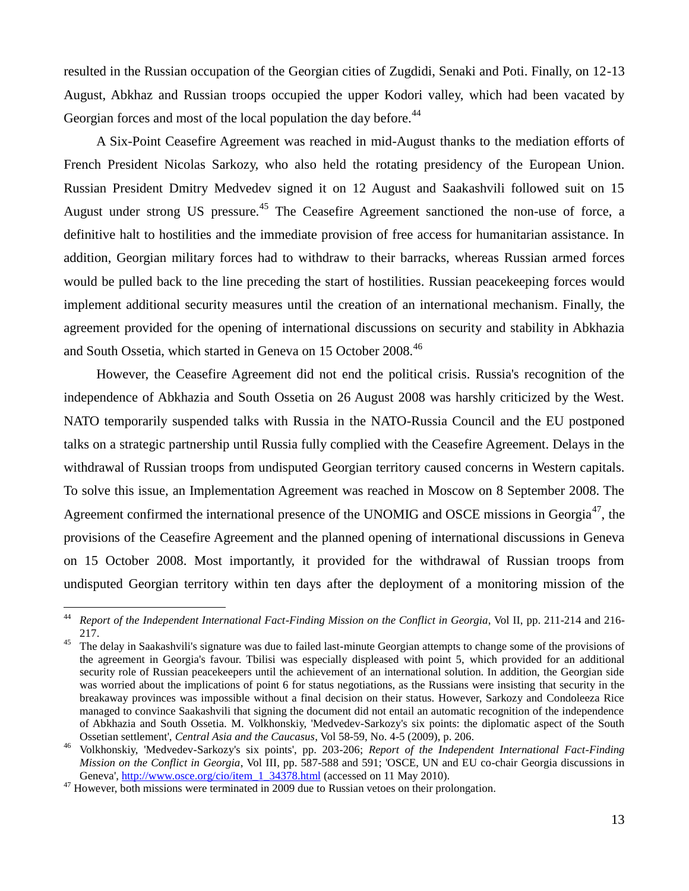resulted in the Russian occupation of the Georgian cities of Zugdidi, Senaki and Poti. Finally, on 12-13 August, Abkhaz and Russian troops occupied the upper Kodori valley, which had been vacated by Georgian forces and most of the local population the day before.[44]

A Six-Point Ceasefire Agreement was reached in mid-August thanks to the mediation efforts of French President Nicolas Sarkozy, who also held the rotating presidency of the European Union. Russian President Dmitry Medvedev signed it on 12 August and Saakashvili followed suit on 15 August under strong US pressure.[45] The Ceasefire Agreement sanctioned the non-use of force, a definitive halt to hostilities and the immediate provision of free access for humanitarian assistance. In addition, Georgian military forces had to withdraw to their barracks, whereas Russian armed forces would be pulled back to the line preceding the start of hostilities. Russian peacekeeping forces would implement additional security measures until the creation of an international mechanism. Finally, the agreement provided for the opening of international discussions on security and stability in Abkhazia and South Ossetia, which started in Geneva on 15 October 2008.[46]

However, the Ceasefire Agreement did not end the political crisis. Russia's recognition of the independence of Abkhazia and South Ossetia on 26 August 2008 was harshly criticized by the West. NATO temporarily suspended talks with Russia in the NATO-Russia Council and the EU postponed talks on a strategic partnership until Russia fully complied with the Ceasefire Agreement. Delays in the withdrawal of Russian troops from undisputed Georgian territory caused concerns in Western capitals. To solve this issue, an Implementation Agreement was reached in Moscow on 8 September 2008. The Agreement confirmed the international presence of the UNOMIG and OSCE missions in Georgia[47], the provisions of the Ceasefire Agreement and the planned opening of international discussions in Geneva on 15 October 2008. Most importantly, it provided for the withdrawal of Russian troops from undisputed Georgian territory within ten days after the deployment of a monitoring mission of the

---

[44] *Report of the Independent International Fact-Finding Mission on the Conflict in Georgia*, Vol II, pp. 211-214 and 216-217.

[45] The delay in Saakashvili's signature was due to failed last-minute Georgian attempts to change some of the provisions of the agreement in Georgia's favour. Tbilisi was especially displeased with point 5, which provided for an additional security role of Russian peacekeepers until the achievement of an international solution. In addition, the Georgian side was worried about the implications of point 6 for status negotiations, as the Russians were insisting that security in the breakaway provinces was impossible without a final decision on their status. However, Sarkozy and Condoleeza Rice managed to convince Saakashvili that signing the document did not entail an automatic recognition of the independence of Abkhazia and South Ossetia. M. Volkhonskiy, 'Medvedev-Sarkozy's six points: the diplomatic aspect of the South Ossetian settlement', *Central Asia and the Caucasus*, Vol 58-59, No. 4-5 (2009), p. 206.

[46] Volkhonskiy, 'Medvedev-Sarkozy's six points', pp. 203-206; *Report of the Independent International Fact-Finding Mission on the Conflict in Georgia*, Vol III, pp. 587-588 and 591; 'OSCE, UN and EU co-chair Georgia discussions in Geneva', http://www.osce.org/cio/item_1_34378.html (accessed on 11 May 2010).

[47] However, both missions were terminated in 2009 due to Russian vetoes on their prolongation.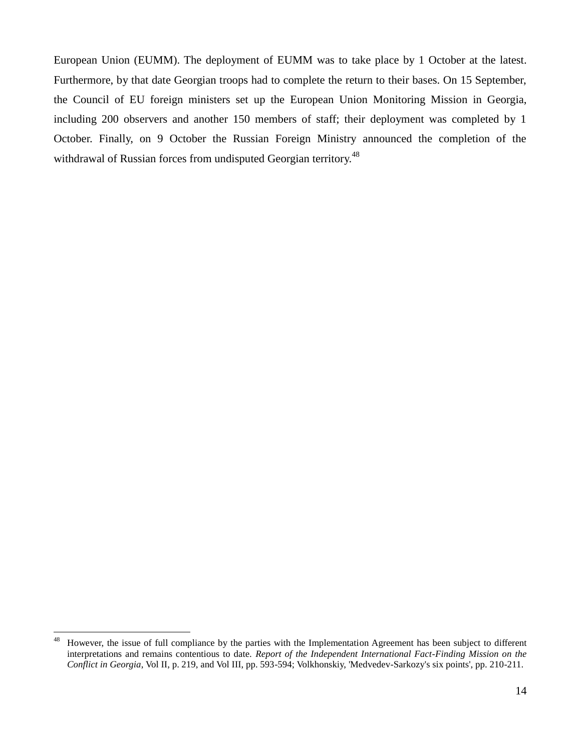European Union (EUMM). The deployment of EUMM was to take place by 1 October at the latest. Furthermore, by that date Georgian troops had to complete the return to their bases. On 15 September, the Council of EU foreign ministers set up the European Union Monitoring Mission in Georgia, including 200 observers and another 150 members of staff; their deployment was completed by 1 October. Finally, on 9 October the Russian Foreign Ministry announced the completion of the withdrawal of Russian forces from undisputed Georgian territory.[48]

---

[48] However, the issue of full compliance by the parties with the Implementation Agreement has been subject to different interpretations and remains contentious to date. *Report of the Independent International Fact-Finding Mission on the Conflict in Georgia*, Vol II, p. 219, and Vol III, pp. 593-594; Volkhonskiy, 'Medvedev-Sarkozy's six points', pp. 210-211.